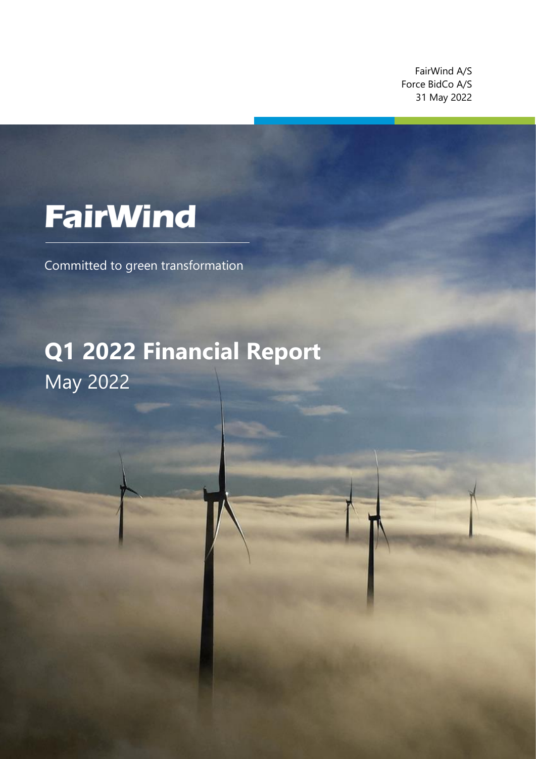FairWind A/S
Force BidCo A/S
31 May 2022

# FairWind

Committed to green transformation

# Q1 2022 Financial Report

May 2022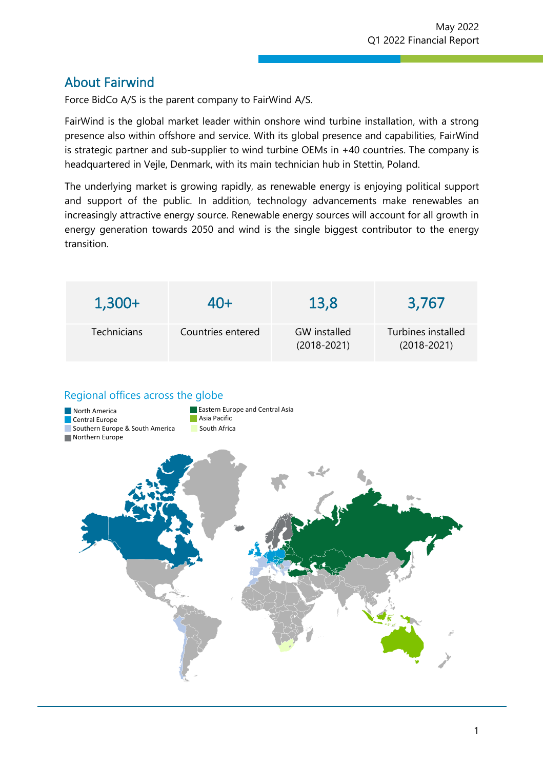## About Fairwind

Force BidCo A/S is the parent company to FairWind A/S.

FairWind is the global market leader within onshore wind turbine installation, with a strong presence also within offshore and service. With its global presence and capabilities, FairWind is strategic partner and sub-supplier to wind turbine OEMs in +40 countries. The company is headquartered in Vejle, Denmark, with its main technician hub in Stettin, Poland.

The underlying market is growing rapidly, as renewable energy is enjoying political support and support of the public. In addition, technology advancements make renewables an increasingly attractive energy source. Renewable energy sources will account for all growth in energy generation towards 2050 and wind is the single biggest contributor to the energy transition.

| 1,300+ | 40+ | 13,8 | 3,767 |
|---|---|---|---|
| Technicians | Countries entered | GW installed (2018-2021) | Turbines installed (2018-2021) |

### Regional offices across the globe

- North America
- Central Europe
- Southern Europe & South America
- Northern Europe
- Eastern Europe and Central Asia
- Asia Pacific
- South Africa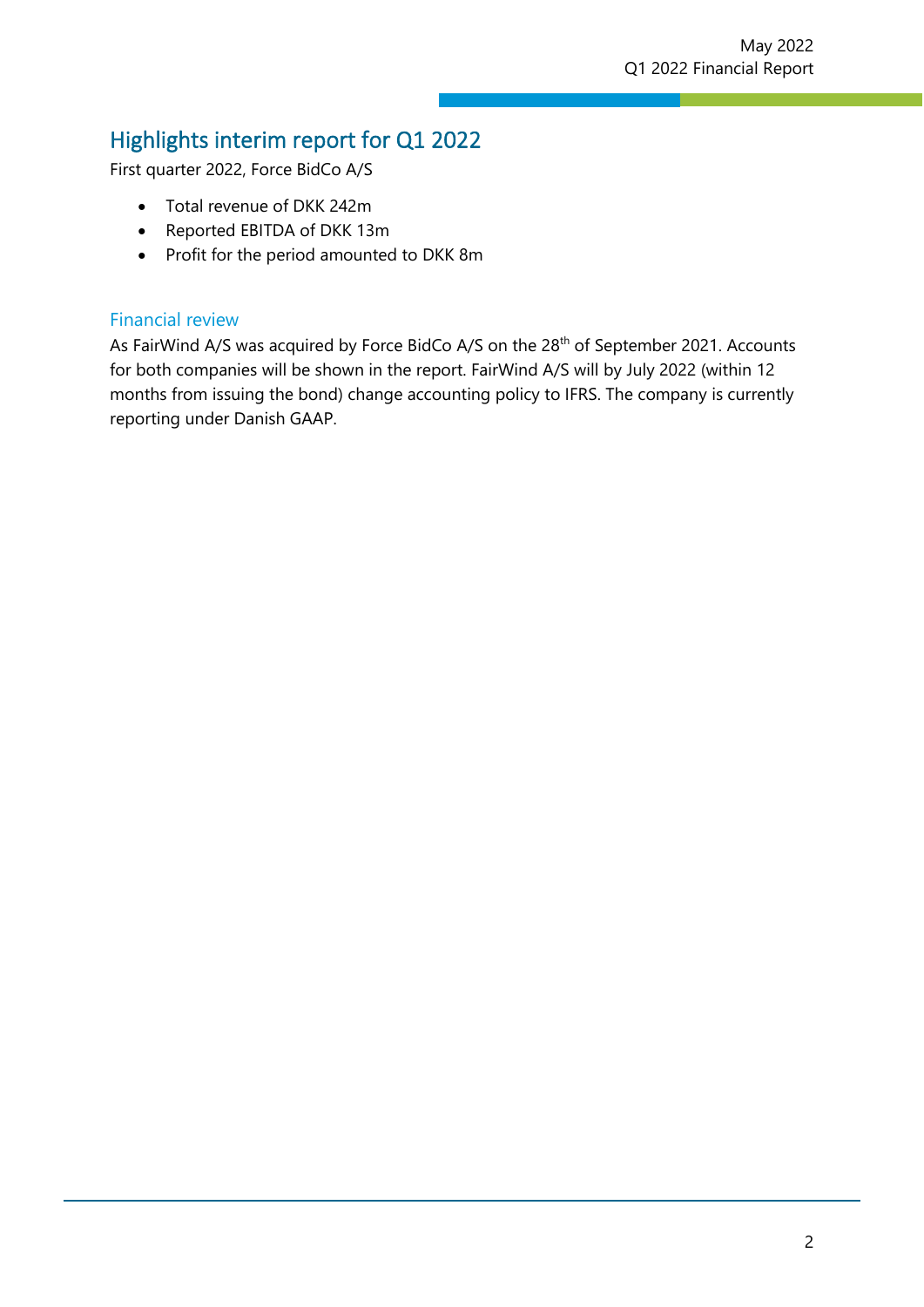# Highlights interim report for Q1 2022

First quarter 2022, Force BidCo A/S

- Total revenue of DKK 242m
- Reported EBITDA of DKK 13m
- Profit for the period amounted to DKK 8m

## Financial review

As FairWind A/S was acquired by Force BidCo A/S on the 28th of September 2021. Accounts for both companies will be shown in the report. FairWind A/S will by July 2022 (within 12 months from issuing the bond) change accounting policy to IFRS. The company is currently reporting under Danish GAAP.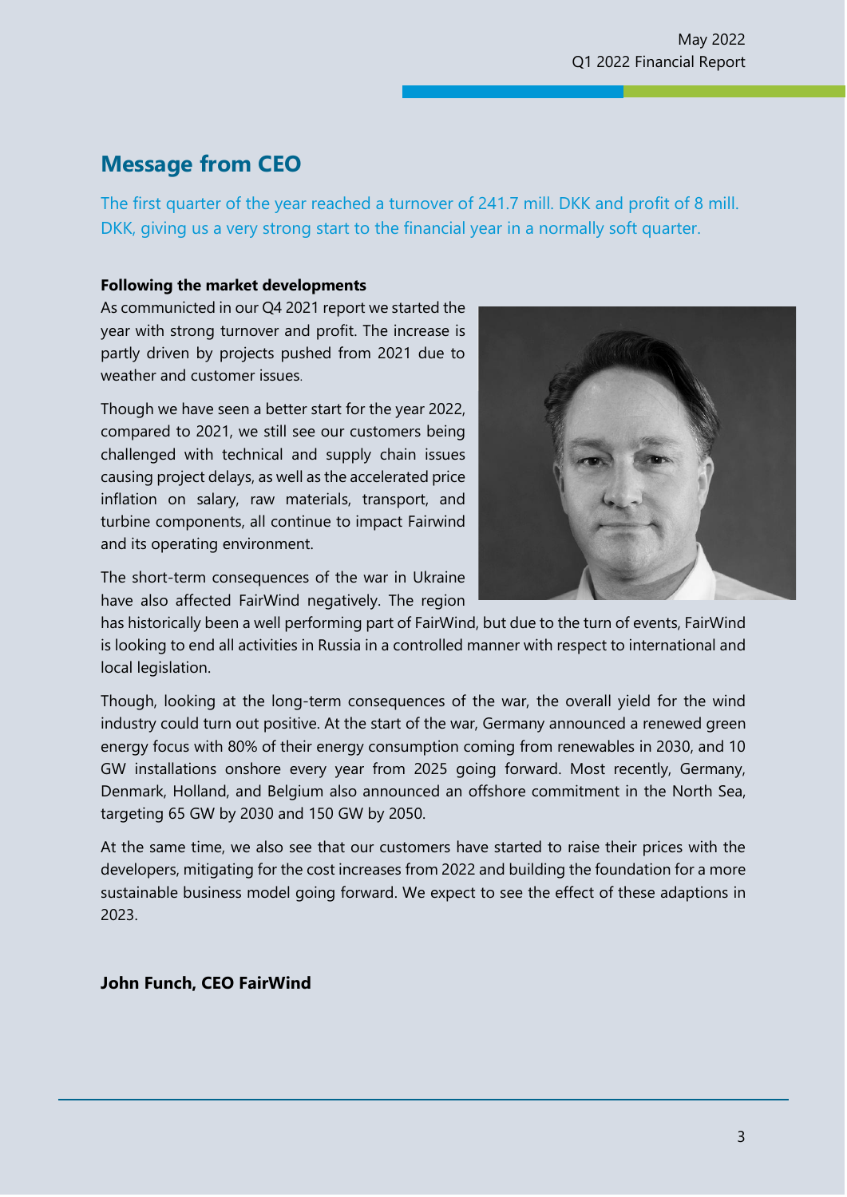## Message from CEO

The first quarter of the year reached a turnover of 241.7 mill. DKK and profit of 8 mill. DKK, giving us a very strong start to the financial year in a normally soft quarter.

**Following the market developments**

As communicted in our Q4 2021 report we started the year with strong turnover and profit. The increase is partly driven by projects pushed from 2021 due to weather and customer issues.

Though we have seen a better start for the year 2022, compared to 2021, we still see our customers being challenged with technical and supply chain issues causing project delays, as well as the accelerated price inflation on salary, raw materials, transport, and turbine components, all continue to impact Fairwind and its operating environment.

The short-term consequences of the war in Ukraine have also affected FairWind negatively. The region has historically been a well performing part of FairWind, but due to the turn of events, FairWind is looking to end all activities in Russia in a controlled manner with respect to international and local legislation.

Though, looking at the long-term consequences of the war, the overall yield for the wind industry could turn out positive. At the start of the war, Germany announced a renewed green energy focus with 80% of their energy consumption coming from renewables in 2030, and 10 GW installations onshore every year from 2025 going forward. Most recently, Germany, Denmark, Holland, and Belgium also announced an offshore commitment in the North Sea, targeting 65 GW by 2030 and 150 GW by 2050.

At the same time, we also see that our customers have started to raise their prices with the developers, mitigating for the cost increases from 2022 and building the foundation for a more sustainable business model going forward. We expect to see the effect of these adaptions in 2023.

**John Funch, CEO FairWind**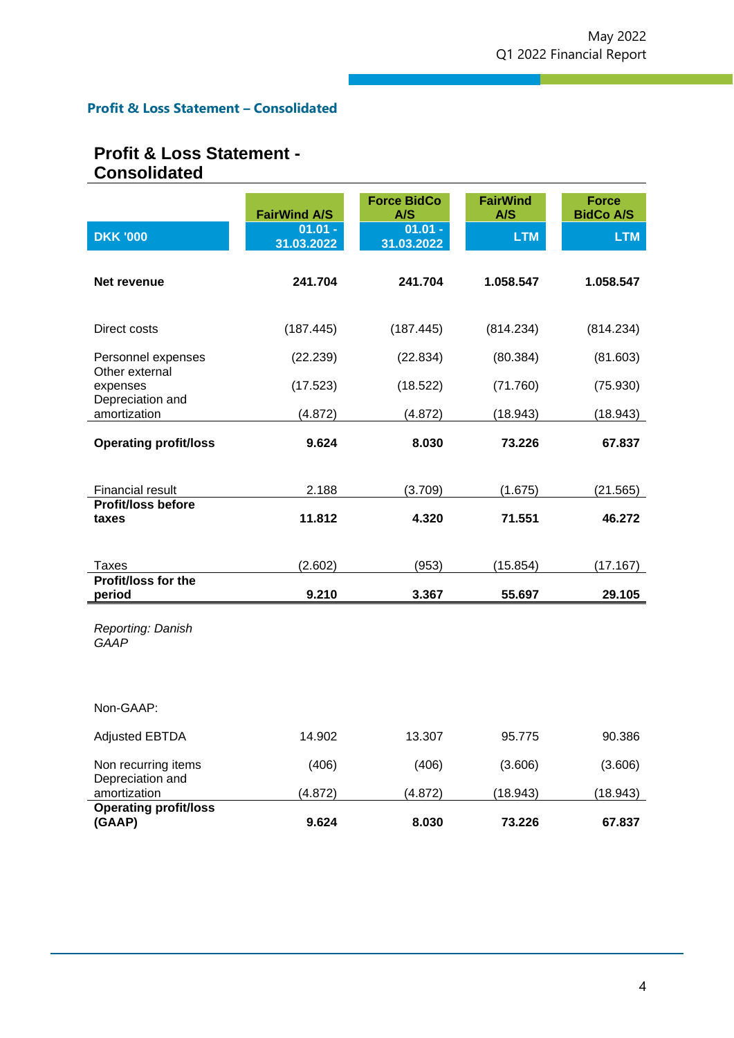## Profit & Loss Statement – Consolidated

### Profit & Loss Statement - Consolidated

| DKK '000 | FairWind A/S 01.01 - 31.03.2022 | Force BidCo A/S 01.01 - 31.03.2022 | FairWind A/S LTM | Force BidCo A/S LTM |
|---|---|---|---|---|
| **Net revenue** | **241.704** | **241.704** | **1.058.547** | **1.058.547** |
| Direct costs | (187.445) | (187.445) | (814.234) | (814.234) |
| Personnel expenses | (22.239) | (22.834) | (80.384) | (81.603) |
| Other external expenses | (17.523) | (18.522) | (71.760) | (75.930) |
| Depreciation and amortization | (4.872) | (4.872) | (18.943) | (18.943) |
| **Operating profit/loss** | **9.624** | **8.030** | **73.226** | **67.837** |
| Financial result | 2.188 | (3.709) | (1.675) | (21.565) |
| **Profit/loss before taxes** | **11.812** | **4.320** | **71.551** | **46.272** |
| Taxes | (2.602) | (953) | (15.854) | (17.167) |
| **Profit/loss for the period** | **9.210** | **3.367** | **55.697** | **29.105** |

*Reporting: Danish GAAP*

| Non-GAAP: | | | | |
|---|---|---|---|---|
| Adjusted EBTDA | 14.902 | 13.307 | 95.775 | 90.386 |
| Non recurring items | (406) | (406) | (3.606) | (3.606) |
| Depreciation and amortization | (4.872) | (4.872) | (18.943) | (18.943) |
| **Operating profit/loss (GAAP)** | **9.624** | **8.030** | **73.226** | **67.837** |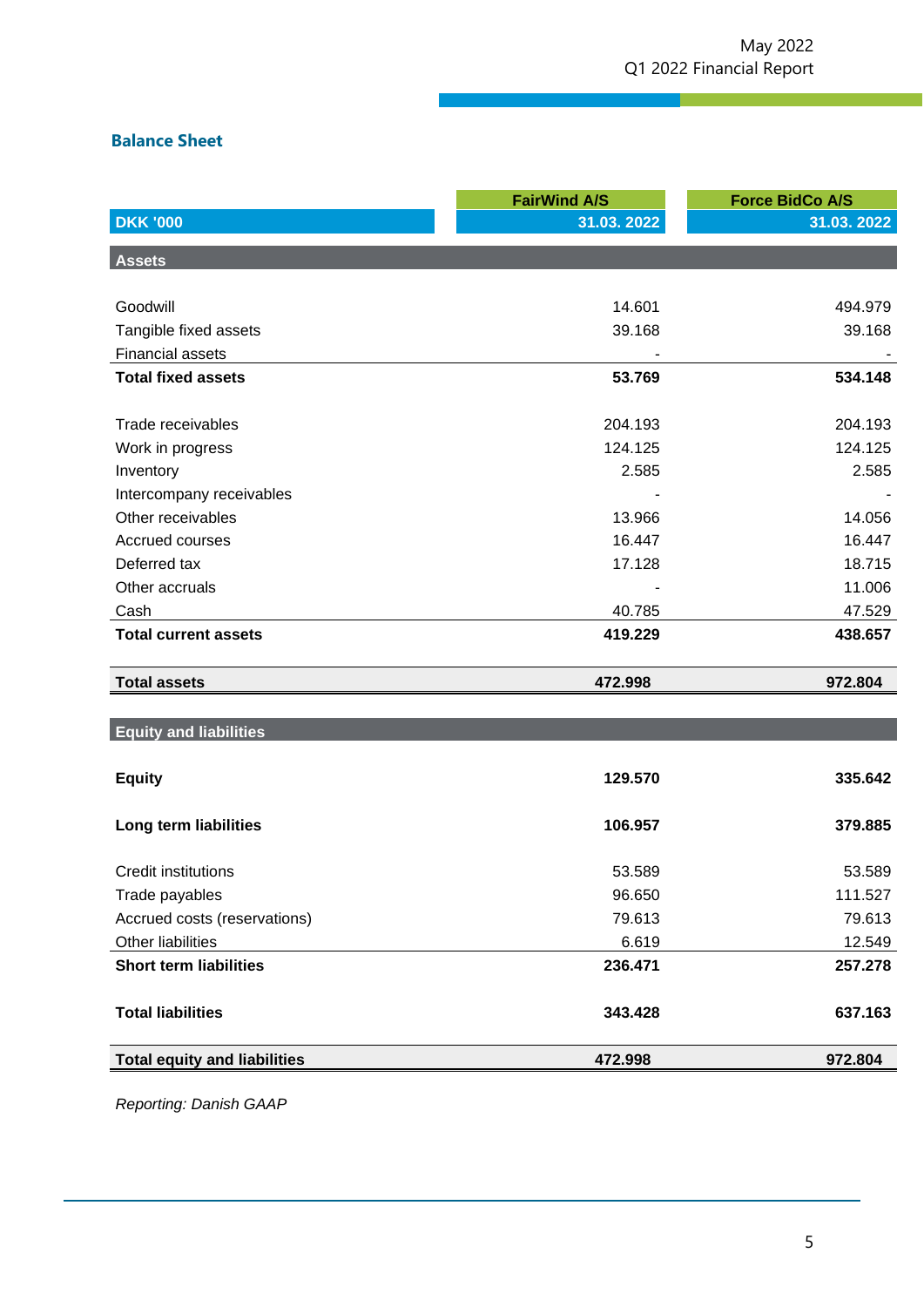## Balance Sheet

| DKK '000 | FairWind A/S<br>31.03. 2022 | Force BidCo A/S<br>31.03. 2022 |
|---|---|---|
| **Assets** | | |
| Goodwill | 14.601 | 494.979 |
| Tangible fixed assets | 39.168 | 39.168 |
| Financial assets | - | - |
| **Total fixed assets** | **53.769** | **534.148** |
| Trade receivables | 204.193 | 204.193 |
| Work in progress | 124.125 | 124.125 |
| Inventory | 2.585 | 2.585 |
| Intercompany receivables | - | - |
| Other receivables | 13.966 | 14.056 |
| Accrued courses | 16.447 | 16.447 |
| Deferred tax | 17.128 | 18.715 |
| Other accruals | - | 11.006 |
| Cash | 40.785 | 47.529 |
| **Total current assets** | **419.229** | **438.657** |
| **Total assets** | **472.998** | **972.804** |
| **Equity and liabilities** | | |
| **Equity** | **129.570** | **335.642** |
| **Long term liabilities** | **106.957** | **379.885** |
| Credit institutions | 53.589 | 53.589 |
| Trade payables | 96.650 | 111.527 |
| Accrued costs (reservations) | 79.613 | 79.613 |
| Other liabilities | 6.619 | 12.549 |
| **Short term liabilities** | **236.471** | **257.278** |
| **Total liabilities** | **343.428** | **637.163** |
| **Total equity and liabilities** | **472.998** | **972.804** |

*Reporting: Danish GAAP*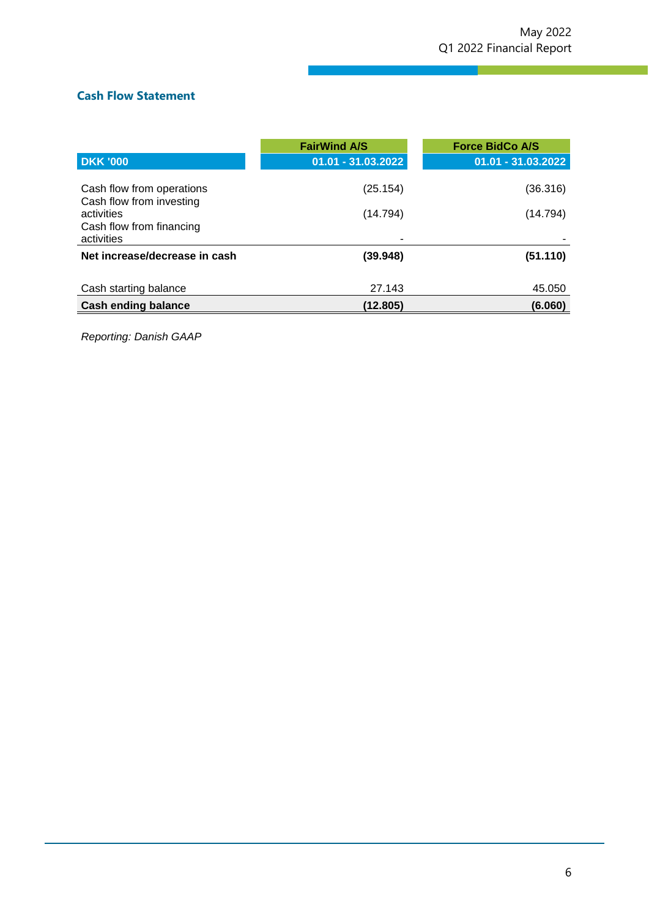## Cash Flow Statement

| DKK '000 | FairWind A/S<br>01.01 - 31.03.2022 | Force BidCo A/S<br>01.01 - 31.03.2022 |
|---|---|---|
| Cash flow from operations | (25.154) | (36.316) |
| Cash flow from investing activities | (14.794) | (14.794) |
| Cash flow from financing activities | - | - |
| **Net increase/decrease in cash** | **(39.948)** | **(51.110)** |
| Cash starting balance | 27.143 | 45.050 |
| **Cash ending balance** | **(12.805)** | **(6.060)** |

*Reporting: Danish GAAP*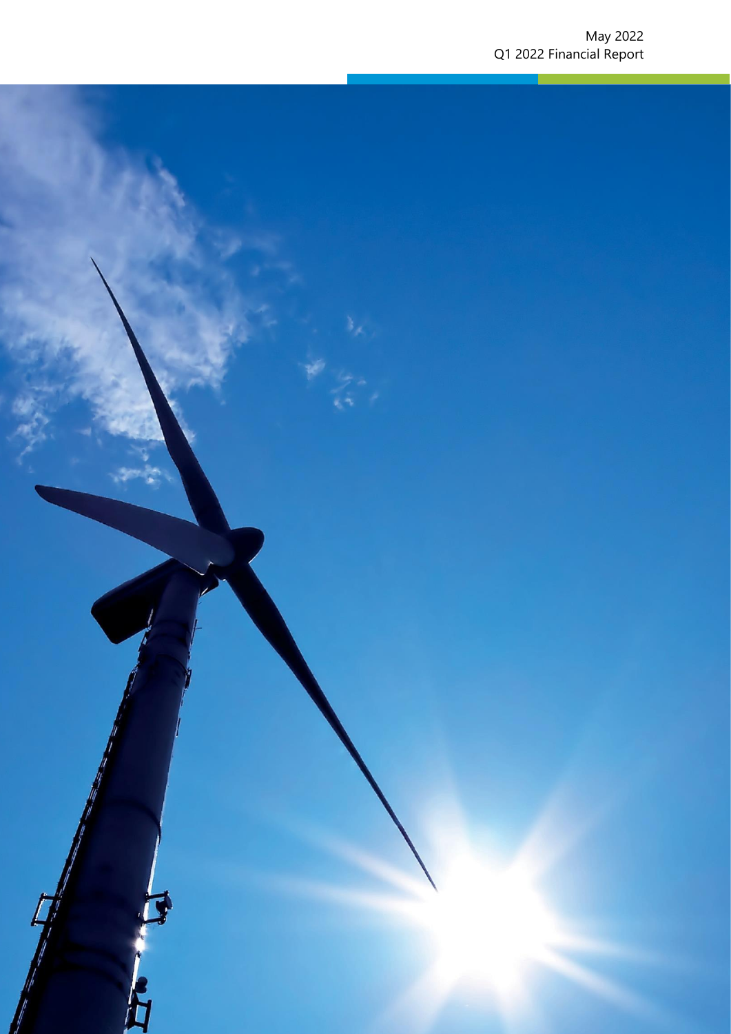May 2022
Q1 2022 Financial Report